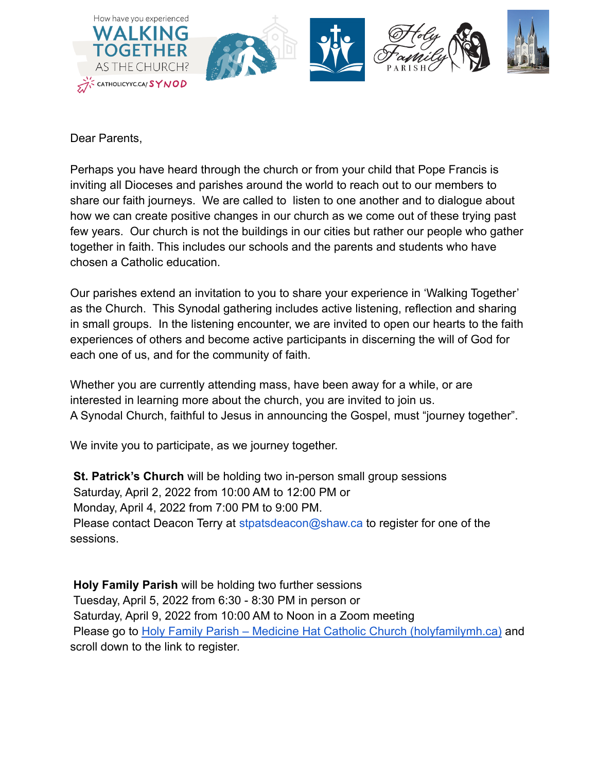How have you experienced **WALKING TOGETHER** AS THE CHURCH?

CATHOLICYYC.CA/SYNOD

Holy Family PARISH

Dear Parents,

Perhaps you have heard through the church or from your child that Pope Francis is inviting all Dioceses and parishes around the world to reach out to our members to share our faith journeys. We are called to listen to one another and to dialogue about how we can create positive changes in our church as we come out of these trying past few years. Our church is not the buildings in our cities but rather our people who gather together in faith. This includes our schools and the parents and students who have chosen a Catholic education.

Our parishes extend an invitation to you to share your experience in 'Walking Together' as the Church. This Synodal gathering includes active listening, reflection and sharing in small groups. In the listening encounter, we are invited to open our hearts to the faith experiences of others and become active participants in discerning the will of God for each one of us, and for the community of faith.

Whether you are currently attending mass, have been away for a while, or are interested in learning more about the church, you are invited to join us.
A Synodal Church, faithful to Jesus in announcing the Gospel, must "journey together".

We invite you to participate, as we journey together.

**St. Patrick's Church** will be holding two in-person small group sessions
Saturday, April 2, 2022 from 10:00 AM to 12:00 PM or
Monday, April 4, 2022 from 7:00 PM to 9:00 PM.
Please contact Deacon Terry at stpatsdeacon@shaw.ca to register for one of the sessions.

**Holy Family Parish** will be holding two further sessions
Tuesday, April 5, 2022 from 6:30 - 8:30 PM in person or
Saturday, April 9, 2022 from 10:00 AM to Noon in a Zoom meeting
Please go to Holy Family Parish – Medicine Hat Catholic Church (holyfamilymh.ca) and scroll down to the link to register.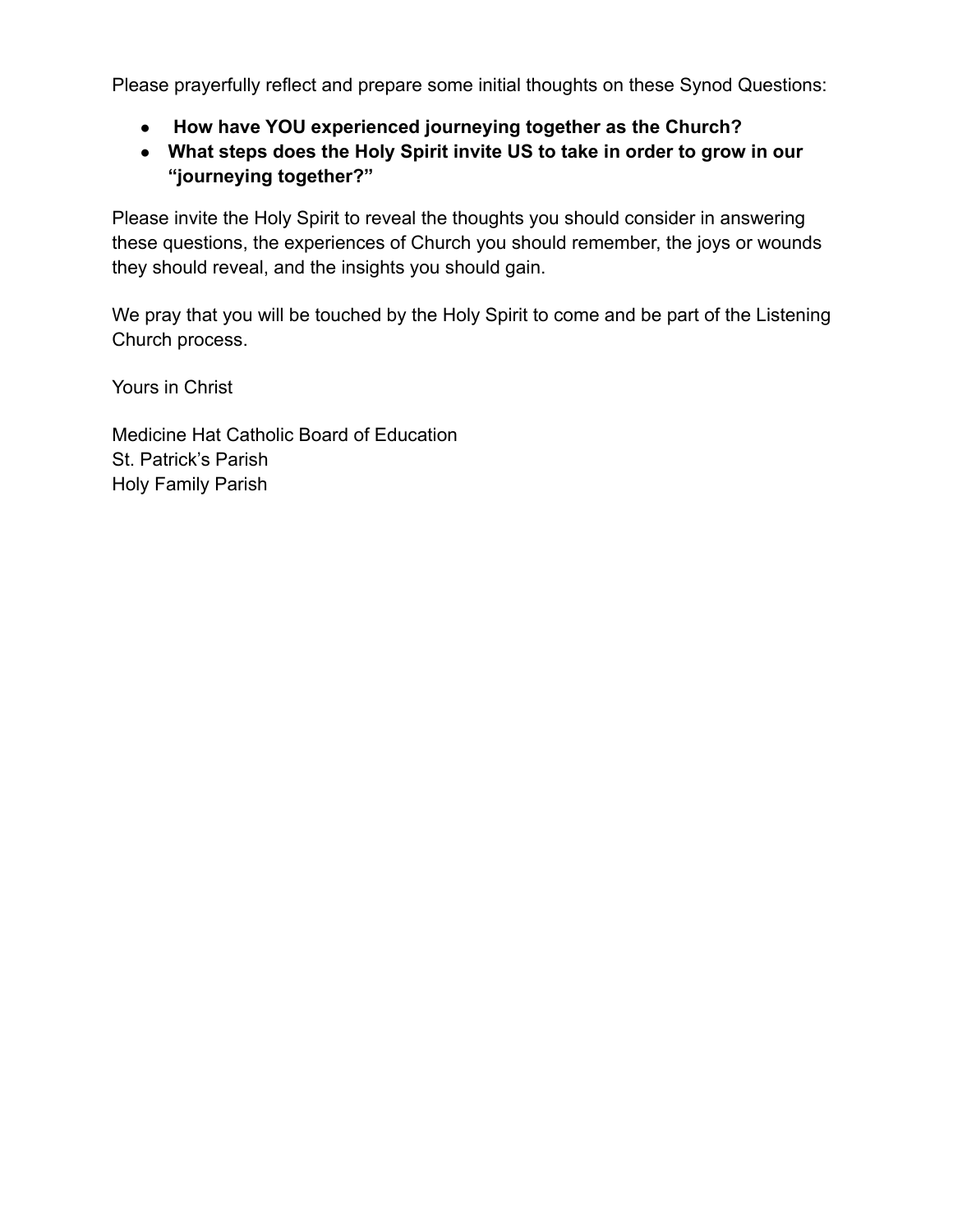Please prayerfully reflect and prepare some initial thoughts on these Synod Questions:

- **How have YOU experienced journeying together as the Church?**
- **What steps does the Holy Spirit invite US to take in order to grow in our "journeying together?"**

Please invite the Holy Spirit to reveal the thoughts you should consider in answering these questions, the experiences of Church you should remember, the joys or wounds they should reveal, and the insights you should gain.

We pray that you will be touched by the Holy Spirit to come and be part of the Listening Church process.

Yours in Christ

Medicine Hat Catholic Board of Education
St. Patrick's Parish
Holy Family Parish